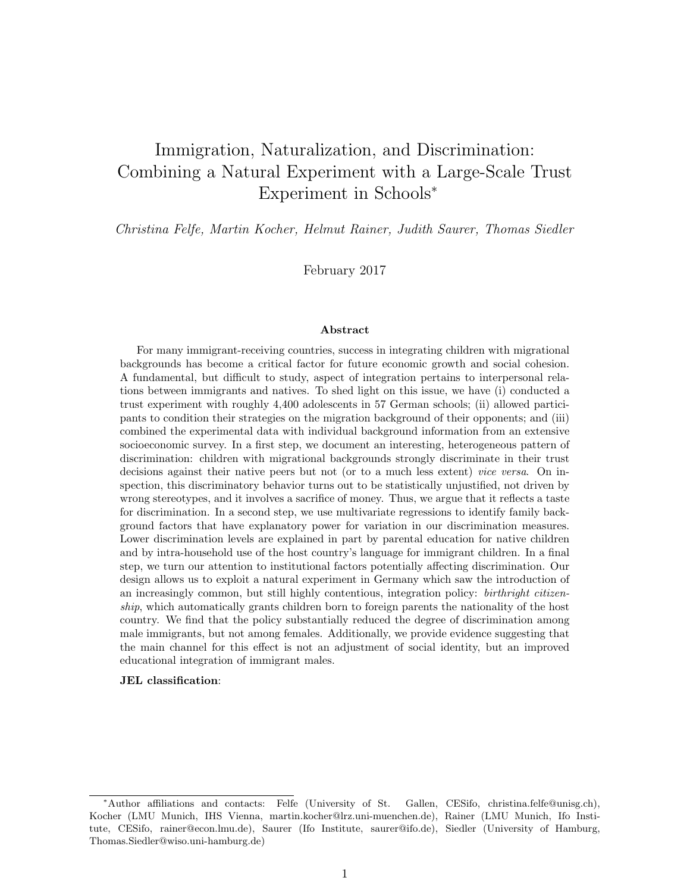# Immigration, Naturalization, and Discrimination: Combining a Natural Experiment with a Large-Scale Trust Experiment in Schools[*]

*Christina Felfe, Martin Kocher, Helmut Rainer, Judith Saurer, Thomas Siedler*

February 2017

### Abstract

For many immigrant-receiving countries, success in integrating children with migrational backgrounds has become a critical factor for future economic growth and social cohesion. A fundamental, but difficult to study, aspect of integration pertains to interpersonal relations between immigrants and natives. To shed light on this issue, we have (i) conducted a trust experiment with roughly 4,400 adolescents in 57 German schools; (ii) allowed participants to condition their strategies on the migration background of their opponents; and (iii) combined the experimental data with individual background information from an extensive socioeconomic survey. In a first step, we document an interesting, heterogeneous pattern of discrimination: children with migrational backgrounds strongly discriminate in their trust decisions against their native peers but not (or to a much less extent) *vice versa*. On inspection, this discriminatory behavior turns out to be statistically unjustified, not driven by wrong stereotypes, and it involves a sacrifice of money. Thus, we argue that it reflects a taste for discrimination. In a second step, we use multivariate regressions to identify family background factors that have explanatory power for variation in our discrimination measures. Lower discrimination levels are explained in part by parental education for native children and by intra-household use of the host country's language for immigrant children. In a final step, we turn our attention to institutional factors potentially affecting discrimination. Our design allows us to exploit a natural experiment in Germany which saw the introduction of an increasingly common, but still highly contentious, integration policy: *birthright citizenship*, which automatically grants children born to foreign parents the nationality of the host country. We find that the policy substantially reduced the degree of discrimination among male immigrants, but not among females. Additionally, we provide evidence suggesting that the main channel for this effect is not an adjustment of social identity, but an improved educational integration of immigrant males.

**JEL classification**:

---

[*] Author affiliations and contacts: Felfe (University of St. Gallen, CESifo, christina.felfe@unisg.ch), Kocher (LMU Munich, IHS Vienna, martin.kocher@lrz.uni-muenchen.de), Rainer (LMU Munich, Ifo Institute, CESifo, rainer@econ.lmu.de), Saurer (Ifo Institute, saurer@ifo.de), Siedler (University of Hamburg, Thomas.Siedler@wiso.uni-hamburg.de)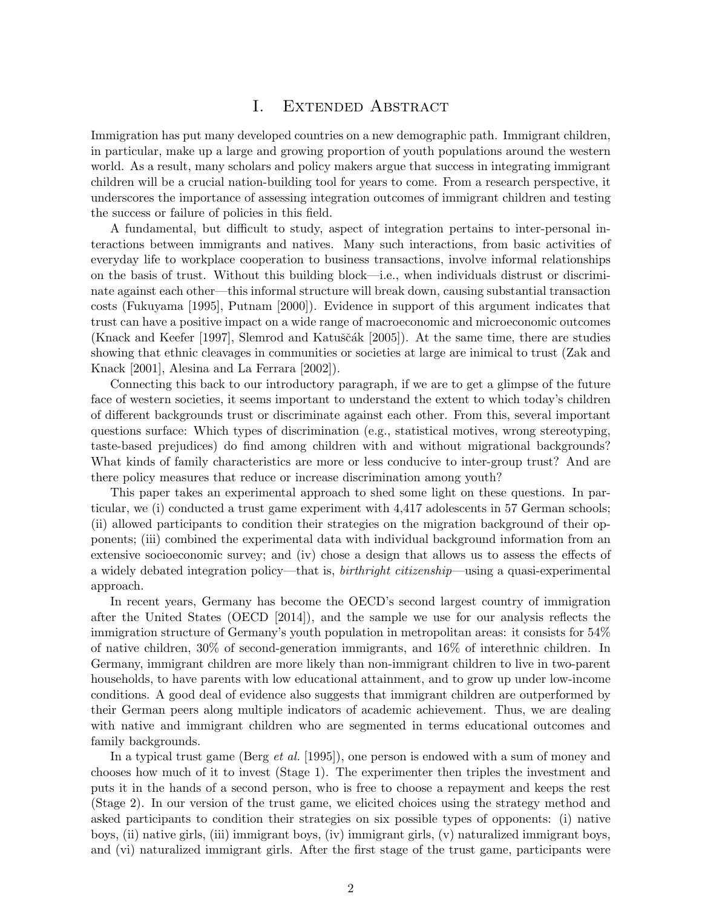# I. Extended Abstract

Immigration has put many developed countries on a new demographic path. Immigrant children, in particular, make up a large and growing proportion of youth populations around the western world. As a result, many scholars and policy makers argue that success in integrating immigrant children will be a crucial nation-building tool for years to come. From a research perspective, it underscores the importance of assessing integration outcomes of immigrant children and testing the success or failure of policies in this field.

A fundamental, but difficult to study, aspect of integration pertains to inter-personal interactions between immigrants and natives. Many such interactions, from basic activities of everyday life to workplace cooperation to business transactions, involve informal relationships on the basis of trust. Without this building block—i.e., when individuals distrust or discriminate against each other—this informal structure will break down, causing substantial transaction costs (Fukuyama [1995], Putnam [2000]). Evidence in support of this argument indicates that trust can have a positive impact on a wide range of macroeconomic and microeconomic outcomes (Knack and Keefer [1997], Slemrod and Katuščák [2005]). At the same time, there are studies showing that ethnic cleavages in communities or societies at large are inimical to trust (Zak and Knack [2001], Alesina and La Ferrara [2002]).

Connecting this back to our introductory paragraph, if we are to get a glimpse of the future face of western societies, it seems important to understand the extent to which today's children of different backgrounds trust or discriminate against each other. From this, several important questions surface: Which types of discrimination (e.g., statistical motives, wrong stereotyping, taste-based prejudices) do find among children with and without migrational backgrounds? What kinds of family characteristics are more or less conducive to inter-group trust? And are there policy measures that reduce or increase discrimination among youth?

This paper takes an experimental approach to shed some light on these questions. In particular, we (i) conducted a trust game experiment with 4,417 adolescents in 57 German schools; (ii) allowed participants to condition their strategies on the migration background of their opponents; (iii) combined the experimental data with individual background information from an extensive socioeconomic survey; and (iv) chose a design that allows us to assess the effects of a widely debated integration policy—that is, *birthright citizenship*—using a quasi-experimental approach.

In recent years, Germany has become the OECD's second largest country of immigration after the United States (OECD [2014]), and the sample we use for our analysis reflects the immigration structure of Germany's youth population in metropolitan areas: it consists for 54% of native children, 30% of second-generation immigrants, and 16% of interethnic children. In Germany, immigrant children are more likely than non-immigrant children to live in two-parent households, to have parents with low educational attainment, and to grow up under low-income conditions. A good deal of evidence also suggests that immigrant children are outperformed by their German peers along multiple indicators of academic achievement. Thus, we are dealing with native and immigrant children who are segmented in terms educational outcomes and family backgrounds.

In a typical trust game (Berg *et al.* [1995]), one person is endowed with a sum of money and chooses how much of it to invest (Stage 1). The experimenter then triples the investment and puts it in the hands of a second person, who is free to choose a repayment and keeps the rest (Stage 2). In our version of the trust game, we elicited choices using the strategy method and asked participants to condition their strategies on six possible types of opponents: (i) native boys, (ii) native girls, (iii) immigrant boys, (iv) immigrant girls, (v) naturalized immigrant boys, and (vi) naturalized immigrant girls. After the first stage of the trust game, participants were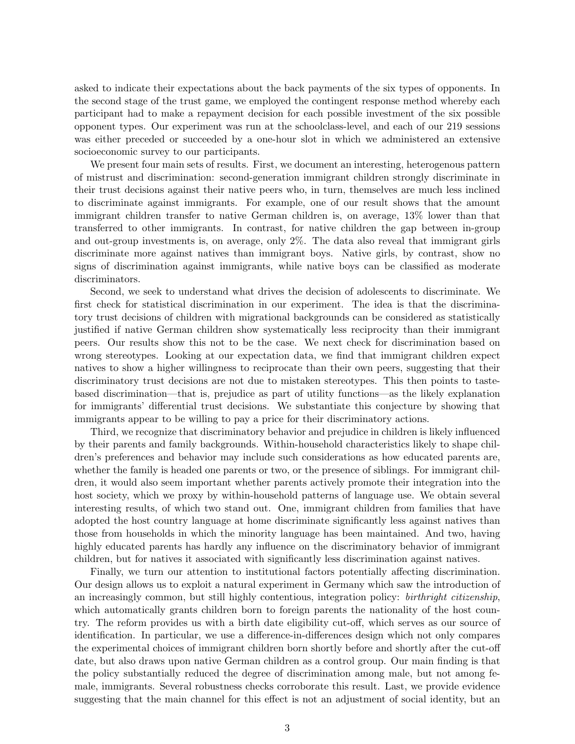asked to indicate their expectations about the back payments of the six types of opponents. In the second stage of the trust game, we employed the contingent response method whereby each participant had to make a repayment decision for each possible investment of the six possible opponent types. Our experiment was run at the schoolclass-level, and each of our 219 sessions was either preceded or succeeded by a one-hour slot in which we administered an extensive socioeconomic survey to our participants.

We present four main sets of results. First, we document an interesting, heterogenous pattern of mistrust and discrimination: second-generation immigrant children strongly discriminate in their trust decisions against their native peers who, in turn, themselves are much less inclined to discriminate against immigrants. For example, one of our result shows that the amount immigrant children transfer to native German children is, on average, 13% lower than that transferred to other immigrants. In contrast, for native children the gap between in-group and out-group investments is, on average, only 2%. The data also reveal that immigrant girls discriminate more against natives than immigrant boys. Native girls, by contrast, show no signs of discrimination against immigrants, while native boys can be classified as moderate discriminators.

Second, we seek to understand what drives the decision of adolescents to discriminate. We first check for statistical discrimination in our experiment. The idea is that the discriminatory trust decisions of children with migrational backgrounds can be considered as statistically justified if native German children show systematically less reciprocity than their immigrant peers. Our results show this not to be the case. We next check for discrimination based on wrong stereotypes. Looking at our expectation data, we find that immigrant children expect natives to show a higher willingness to reciprocate than their own peers, suggesting that their discriminatory trust decisions are not due to mistaken stereotypes. This then points to taste-based discrimination—that is, prejudice as part of utility functions—as the likely explanation for immigrants' differential trust decisions. We substantiate this conjecture by showing that immigrants appear to be willing to pay a price for their discriminatory actions.

Third, we recognize that discriminatory behavior and prejudice in children is likely influenced by their parents and family backgrounds. Within-household characteristics likely to shape children's preferences and behavior may include such considerations as how educated parents are, whether the family is headed one parents or two, or the presence of siblings. For immigrant children, it would also seem important whether parents actively promote their integration into the host society, which we proxy by within-household patterns of language use. We obtain several interesting results, of which two stand out. One, immigrant children from families that have adopted the host country language at home discriminate significantly less against natives than those from households in which the minority language has been maintained. And two, having highly educated parents has hardly any influence on the discriminatory behavior of immigrant children, but for natives it associated with significantly less discrimination against natives.

Finally, we turn our attention to institutional factors potentially affecting discrimination. Our design allows us to exploit a natural experiment in Germany which saw the introduction of an increasingly common, but still highly contentious, integration policy: *birthright citizenship*, which automatically grants children born to foreign parents the nationality of the host country. The reform provides us with a birth date eligibility cut-off, which serves as our source of identification. In particular, we use a difference-in-differences design which not only compares the experimental choices of immigrant children born shortly before and shortly after the cut-off date, but also draws upon native German children as a control group. Our main finding is that the policy substantially reduced the degree of discrimination among male, but not among female, immigrants. Several robustness checks corroborate this result. Last, we provide evidence suggesting that the main channel for this effect is not an adjustment of social identity, but an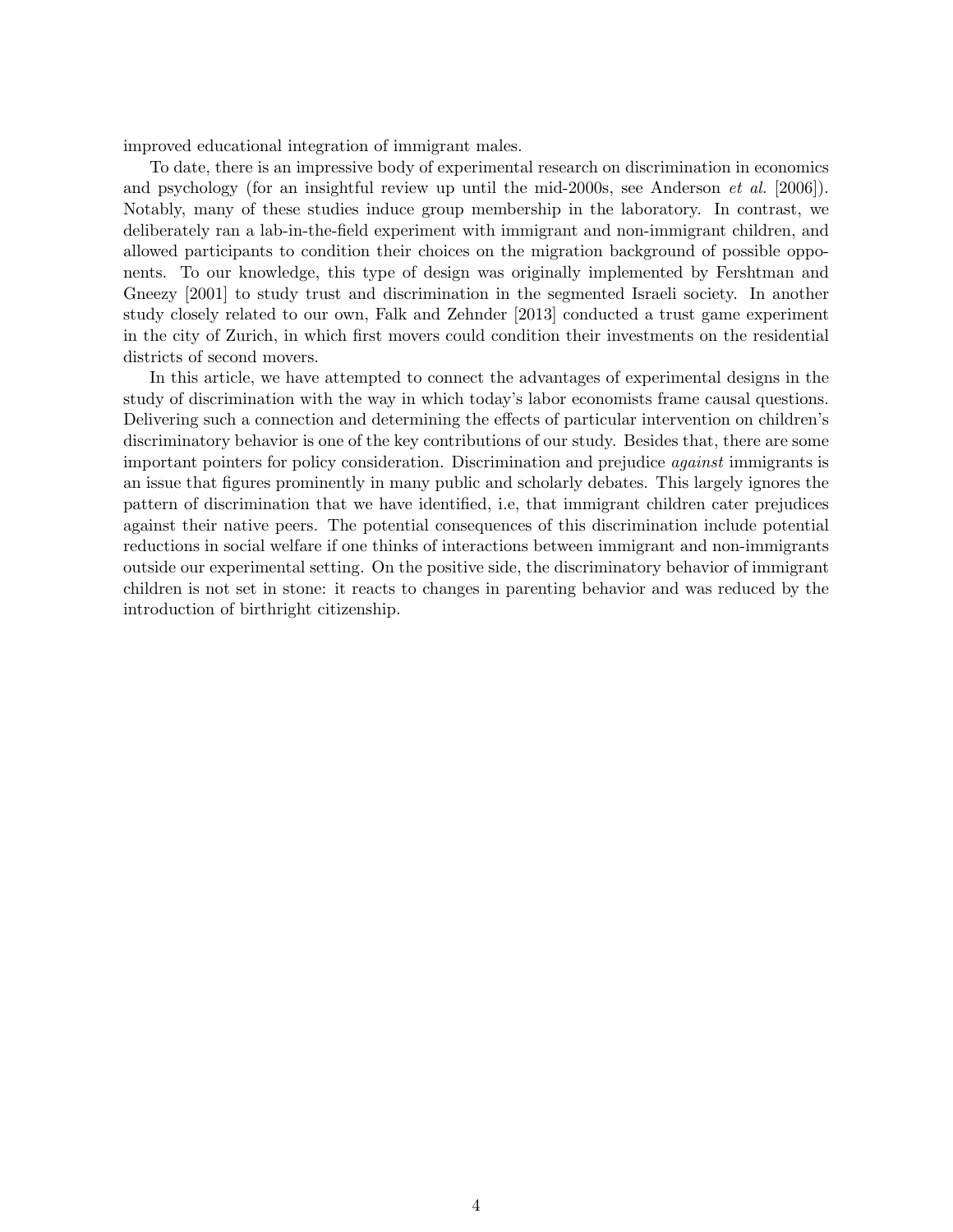improved educational integration of immigrant males.

To date, there is an impressive body of experimental research on discrimination in economics and psychology (for an insightful review up until the mid-2000s, see Anderson *et al.* [2006]). Notably, many of these studies induce group membership in the laboratory. In contrast, we deliberately ran a lab-in-the-field experiment with immigrant and non-immigrant children, and allowed participants to condition their choices on the migration background of possible opponents. To our knowledge, this type of design was originally implemented by Fershtman and Gneezy [2001] to study trust and discrimination in the segmented Israeli society. In another study closely related to our own, Falk and Zehnder [2013] conducted a trust game experiment in the city of Zurich, in which first movers could condition their investments on the residential districts of second movers.

In this article, we have attempted to connect the advantages of experimental designs in the study of discrimination with the way in which today's labor economists frame causal questions. Delivering such a connection and determining the effects of particular intervention on children's discriminatory behavior is one of the key contributions of our study. Besides that, there are some important pointers for policy consideration. Discrimination and prejudice *against* immigrants is an issue that figures prominently in many public and scholarly debates. This largely ignores the pattern of discrimination that we have identified, i.e, that immigrant children cater prejudices against their native peers. The potential consequences of this discrimination include potential reductions in social welfare if one thinks of interactions between immigrant and non-immigrants outside our experimental setting. On the positive side, the discriminatory behavior of immigrant children is not set in stone: it reacts to changes in parenting behavior and was reduced by the introduction of birthright citizenship.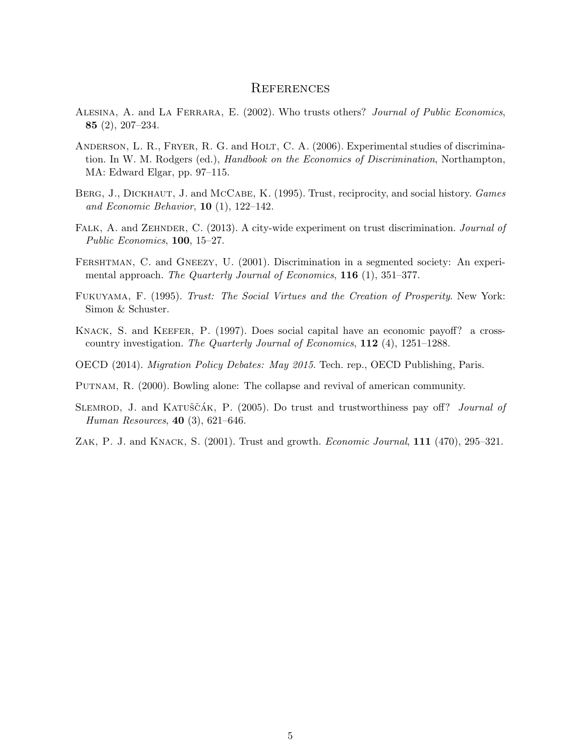# References

Alesina, A. and La Ferrara, E. (2002). Who trusts others? *Journal of Public Economics*, **85** (2), 207–234.

Anderson, L. R., Fryer, R. G. and Holt, C. A. (2006). Experimental studies of discrimination. In W. M. Rodgers (ed.), *Handbook on the Economics of Discrimination*, Northampton, MA: Edward Elgar, pp. 97–115.

Berg, J., Dickhaut, J. and McCabe, K. (1995). Trust, reciprocity, and social history. *Games and Economic Behavior*, **10** (1), 122–142.

Falk, A. and Zehnder, C. (2013). A city-wide experiment on trust discrimination. *Journal of Public Economics*, **100**, 15–27.

Fershtman, C. and Gneezy, U. (2001). Discrimination in a segmented society: An experimental approach. *The Quarterly Journal of Economics*, **116** (1), 351–377.

Fukuyama, F. (1995). *Trust: The Social Virtues and the Creation of Prosperity*. New York: Simon & Schuster.

Knack, S. and Keefer, P. (1997). Does social capital have an economic payoff? a cross-country investigation. *The Quarterly Journal of Economics*, **112** (4), 1251–1288.

OECD (2014). *Migration Policy Debates: May 2015*. Tech. rep., OECD Publishing, Paris.

Putnam, R. (2000). Bowling alone: The collapse and revival of american community.

Slemrod, J. and Katuščák, P. (2005). Do trust and trustworthiness pay off? *Journal of Human Resources*, **40** (3), 621–646.

Zak, P. J. and Knack, S. (2001). Trust and growth. *Economic Journal*, **111** (470), 295–321.